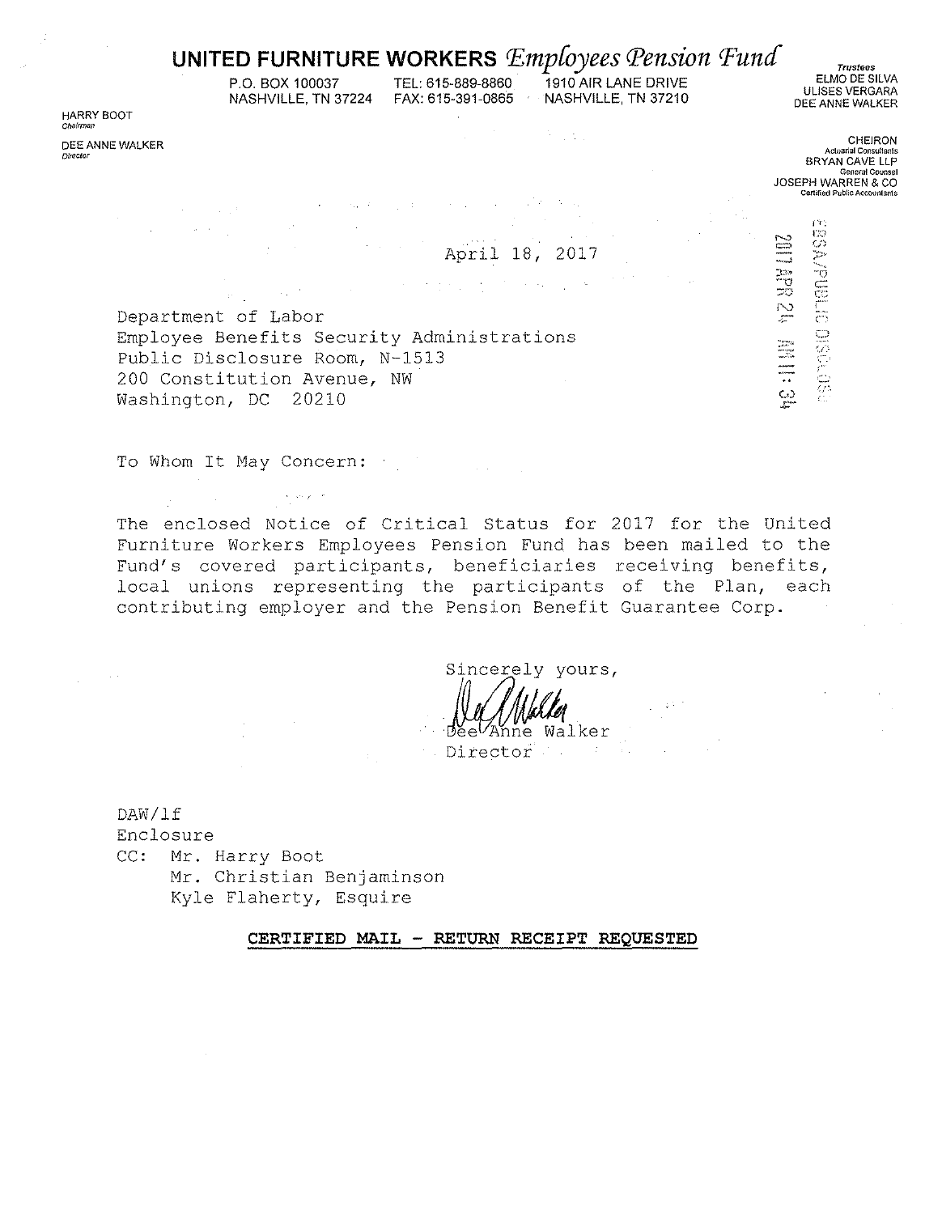# UNITED FURNITURE WORKERS *Employees Pension Fund*

P.O. BOX 100037
NASHVILLE, TN 37224

TEL: 615-889-8860
FAX: 615-391-0865

1910 AIR LANE DRIVE
NASHVILLE, TN 37210

HARRY BOOT
*Chairman*

DEE ANNE WALKER
*Director*

*Trustees*
ELMO DE SILVA
ULISES VERGARA
DEE ANNE WALKER

CHEIRON
*Actuarial Consultants*
BRYAN CAVE LLP
*General Counsel*
JOSEPH WARREN & CO
*Certified Public Accountants*

EBSA/PUBLIC DISCLOSURE
2017 APR 24 AM 11:34

April 18, 2017

Department of Labor
Employee Benefits Security Administrations
Public Disclosure Room, N-1513
200 Constitution Avenue, NW
Washington, DC 20210

To Whom It May Concern:

The enclosed Notice of Critical Status for 2017 for the United Furniture Workers Employees Pension Fund has been mailed to the Fund's covered participants, beneficiaries receiving benefits, local unions representing the participants of the Plan, each contributing employer and the Pension Benefit Guarantee Corp.

Sincerely yours,

Dee Anne Walker
Director

DAW/lf
Enclosure
CC: Mr. Harry Boot
Mr. Christian Benjaminson
Kyle Flaherty, Esquire

**CERTIFIED MAIL - RETURN RECEIPT REQUESTED**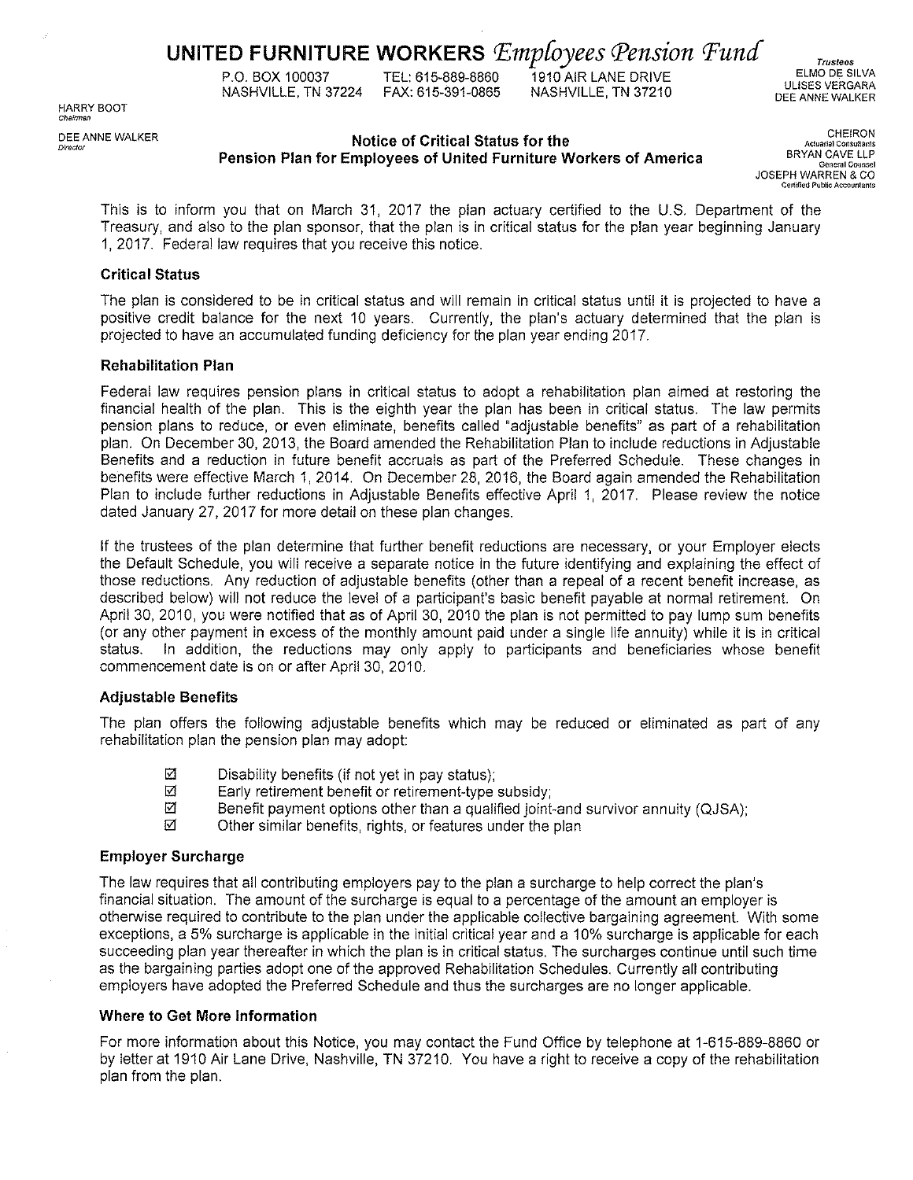# UNITED FURNITURE WORKERS *Employees Pension Fund*

P.O. BOX 100037
NASHVILLE, TN 37224

TEL: 615-889-8860
FAX: 615-391-0865

1910 AIR LANE DRIVE
NASHVILLE, TN 37210

*Trustees*
ELMO DE SILVA
ULISES VERGARA
DEE ANNE WALKER

HARRY BOOT
*Chairman*

DEE ANNE WALKER
*Director*

CHEIRON
*Actuarial Consultants*
BRYAN CAVE LLP
*General Counsel*
JOSEPH WARREN & CO
*Certified Public Accountants*

## Notice of Critical Status for the Pension Plan for Employees of United Furniture Workers of America

This is to inform you that on March 31, 2017 the plan actuary certified to the U.S. Department of the Treasury, and also to the plan sponsor, that the plan is in critical status for the plan year beginning January 1, 2017. Federal law requires that you receive this notice.

### Critical Status

The plan is considered to be in critical status and will remain in critical status until it is projected to have a positive credit balance for the next 10 years. Currently, the plan's actuary determined that the plan is projected to have an accumulated funding deficiency for the plan year ending 2017.

### Rehabilitation Plan

Federal law requires pension plans in critical status to adopt a rehabilitation plan aimed at restoring the financial health of the plan. This is the eighth year the plan has been in critical status. The law permits pension plans to reduce, or even eliminate, benefits called "adjustable benefits" as part of a rehabilitation plan. On December 30, 2013, the Board amended the Rehabilitation Plan to include reductions in Adjustable Benefits and a reduction in future benefit accruals as part of the Preferred Schedule. These changes in benefits were effective March 1, 2014. On December 28, 2016, the Board again amended the Rehabilitation Plan to include further reductions in Adjustable Benefits effective April 1, 2017. Please review the notice dated January 27, 2017 for more detail on these plan changes.

If the trustees of the plan determine that further benefit reductions are necessary, or your Employer elects the Default Schedule, you will receive a separate notice in the future identifying and explaining the effect of those reductions. Any reduction of adjustable benefits (other than a repeal of a recent benefit increase, as described below) will not reduce the level of a participant's basic benefit payable at normal retirement. On April 30, 2010, you were notified that as of April 30, 2010 the plan is not permitted to pay lump sum benefits (or any other payment in excess of the monthly amount paid under a single life annuity) while it is in critical status. In addition, the reductions may only apply to participants and beneficiaries whose benefit commencement date is on or after April 30, 2010.

### Adjustable Benefits

The plan offers the following adjustable benefits which may be reduced or eliminated as part of any rehabilitation plan the pension plan may adopt:

- ☑ Disability benefits (if not yet in pay status);
- ☑ Early retirement benefit or retirement-type subsidy;
- ☑ Benefit payment options other than a qualified joint-and survivor annuity (QJSA);
- ☑ Other similar benefits, rights, or features under the plan

### Employer Surcharge

The law requires that all contributing employers pay to the plan a surcharge to help correct the plan's financial situation. The amount of the surcharge is equal to a percentage of the amount an employer is otherwise required to contribute to the plan under the applicable collective bargaining agreement. With some exceptions, a 5% surcharge is applicable in the initial critical year and a 10% surcharge is applicable for each succeeding plan year thereafter in which the plan is in critical status. The surcharges continue until such time as the bargaining parties adopt one of the approved Rehabilitation Schedules. Currently all contributing employers have adopted the Preferred Schedule and thus the surcharges are no longer applicable.

### Where to Get More Information

For more information about this Notice, you may contact the Fund Office by telephone at 1-615-889-8860 or by letter at 1910 Air Lane Drive, Nashville, TN 37210. You have a right to receive a copy of the rehabilitation plan from the plan.